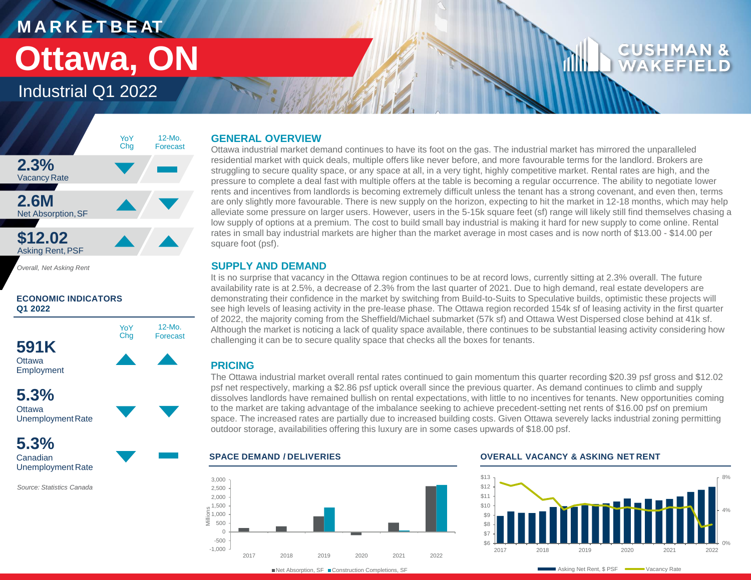# MARKETBEAT

# Ottawa, ON

## Industrial Q1 2022

| | YoY Chg | 12-Mo. Forecast |
|---|---|---|
| **2.3%** Vacancy Rate | ▼ | ▬ |
| **2.6M** Net Absorption, SF | ▲ | ▼ |
| **$12.02** Asking Rent, PSF | ▲ | ▲ |

*Overall, Net Asking Rent*

### ECONOMIC INDICATORS Q1 2022

| | YoY Chg | 12-Mo. Forecast |
|---|---|---|
| **591K** Ottawa Employment | ▲ | ▲ |
| **5.3%** Ottawa Unemployment Rate | ▼ | ▼ |
| **5.3%** Canadian Unemployment Rate | ▼ | ▬ |

*Source: Statistics Canada*

### GENERAL OVERVIEW

Ottawa industrial market demand continues to have its foot on the gas. The industrial market has mirrored the unparalleled residential market with quick deals, multiple offers like never before, and more favourable terms for the landlord. Brokers are struggling to secure quality space, or any space at all, in a very tight, highly competitive market. Rental rates are high, and the pressure to complete a deal fast with multiple offers at the table is becoming a regular occurrence. The ability to negotiate lower rents and incentives from landlords is becoming extremely difficult unless the tenant has a strong covenant, and even then, terms are only slightly more favourable. There is new supply on the horizon, expecting to hit the market in 12-18 months, which may help alleviate some pressure on larger users. However, users in the 5-15k square feet (sf) range will likely still find themselves chasing a low supply of options at a premium. The cost to build small bay industrial is making it hard for new supply to come online. Rental rates in small bay industrial markets are higher than the market average in most cases and is now north of $13.00 - $14.00 per square foot (psf).

### SUPPLY AND DEMAND

It is no surprise that vacancy in the Ottawa region continues to be at record lows, currently sitting at 2.3% overall. The future availability rate is at 2.5%, a decrease of 2.3% from the last quarter of 2021. Due to high demand, real estate developers are demonstrating their confidence in the market by switching from Build-to-Suits to Speculative builds, optimistic these projects will see high levels of leasing activity in the pre-lease phase. The Ottawa region recorded 154k sf of leasing activity in the first quarter of 2022, the majority coming from the Sheffield/Michael submarket (57k sf) and Ottawa West Dispersed close behind at 41k sf. Although the market is noticing a lack of quality space available, there continues to be substantial leasing activity considering how challenging it can be to secure quality space that checks all the boxes for tenants.

### PRICING

The Ottawa industrial market overall rental rates continued to gain momentum this quarter recording $20.39 psf gross and $12.02 psf net respectively, marking a $2.86 psf uptick overall since the previous quarter. As demand continues to climb and supply dissolves landlords have remained bullish on rental expectations, with little to no incentives for tenants. New opportunities coming to the market are taking advantage of the imbalance seeking to achieve precedent-setting net rents of $16.00 psf on premium space. The increased rates are partially due to increased building costs. Given Ottawa severely lacks industrial zoning permitting outdoor storage, availabilities offering this luxury are in some cases upwards of $18.00 psf.

### SPACE DEMAND / DELIVERIES

■ Net Absorption, SF ■ Construction Completions, SF

### OVERALL VACANCY & ASKING NET RENT

Asking Net Rent, $ PSF — Vacancy Rate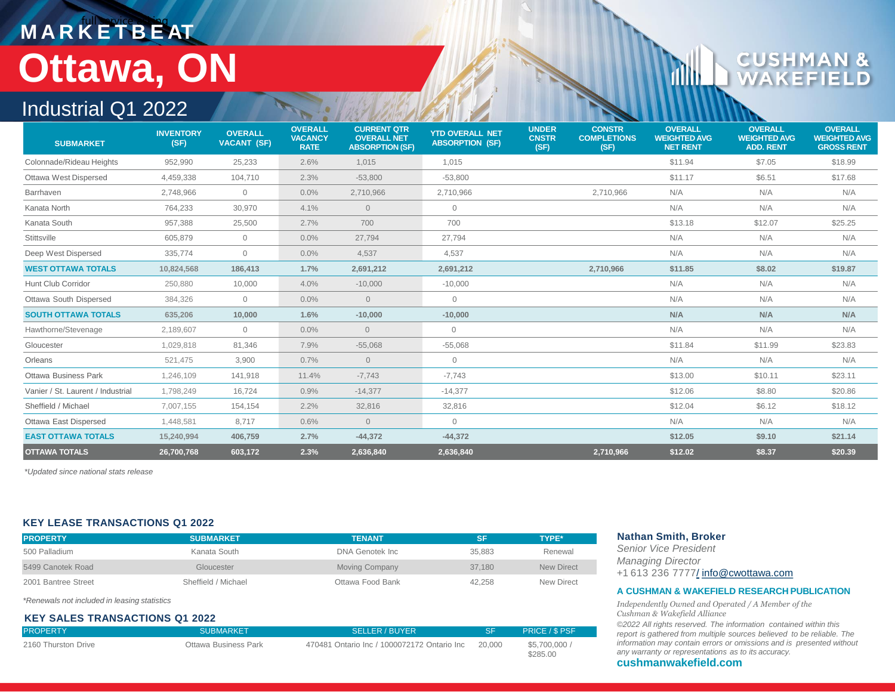# MARKETBEAT

# Ottawa, ON

## Industrial Q1 2022

| SUBMARKET | INVENTORY (SF) | OVERALL VACANT (SF) | OVERALL VACANCY RATE | CURRENT QTR OVERALL NET ABSORPTION (SF) | YTD OVERALL NET ABSORPTION (SF) | UNDER CNSTR (SF) | CONSTR COMPLETIONS (SF) | OVERALL WEIGHTED AVG NET RENT | OVERALL WEIGHTED AVG ADD. RENT | OVERALL WEIGHTED AVG GROSS RENT |
|---|---|---|---|---|---|---|---|---|---|---|
| Colonnade/Rideau Heights | 952,990 | 25,233 | 2.6% | 1,015 | 1,015 | | | $11.94 | $7.05 | $18.99 |
| Ottawa West Dispersed | 4,459,338 | 104,710 | 2.3% | -53,800 | -53,800 | | | $11.17 | $6.51 | $17.68 |
| Barrhaven | 2,748,966 | 0 | 0.0% | 2,710,966 | 2,710,966 | | 2,710,966 | N/A | N/A | N/A |
| Kanata North | 764,233 | 30,970 | 4.1% | 0 | 0 | | | N/A | N/A | N/A |
| Kanata South | 957,388 | 25,500 | 2.7% | 700 | 700 | | | $13.18 | $12.07 | $25.25 |
| Stittsville | 605,879 | 0 | 0.0% | 27,794 | 27,794 | | | N/A | N/A | N/A |
| Deep West Dispersed | 335,774 | 0 | 0.0% | 4,537 | 4,537 | | | N/A | N/A | N/A |
| **WEST OTTAWA TOTALS** | **10,824,568** | **186,413** | **1.7%** | **2,691,212** | **2,691,212** | | **2,710,966** | **$11.85** | **$8.02** | **$19.87** |
| Hunt Club Corridor | 250,880 | 10,000 | 4.0% | -10,000 | -10,000 | | | N/A | N/A | N/A |
| Ottawa South Dispersed | 384,326 | 0 | 0.0% | 0 | 0 | | | N/A | N/A | N/A |
| **SOUTH OTTAWA TOTALS** | **635,206** | **10,000** | **1.6%** | **-10,000** | **-10,000** | | | **N/A** | **N/A** | **N/A** |
| Hawthorne/Stevenage | 2,189,607 | 0 | 0.0% | 0 | 0 | | | N/A | N/A | N/A |
| Gloucester | 1,029,818 | 81,346 | 7.9% | -55,068 | -55,068 | | | $11.84 | $11.99 | $23.83 |
| Orleans | 521,475 | 3,900 | 0.7% | 0 | 0 | | | N/A | N/A | N/A |
| Ottawa Business Park | 1,246,109 | 141,918 | 11.4% | -7,743 | -7,743 | | | $13.00 | $10.11 | $23.11 |
| Vanier / St. Laurent / Industrial | 1,798,249 | 16,724 | 0.9% | -14,377 | -14,377 | | | $12.06 | $8.80 | $20.86 |
| Sheffield / Michael | 7,007,155 | 154,154 | 2.2% | 32,816 | 32,816 | | | $12.04 | $6.12 | $18.12 |
| Ottawa East Dispersed | 1,448,581 | 8,717 | 0.6% | 0 | 0 | | | N/A | N/A | N/A |
| **EAST OTTAWA TOTALS** | **15,240,994** | **406,759** | **2.7%** | **-44,372** | **-44,372** | | | **$12.05** | **$9.10** | **$21.14** |
| **OTTAWA TOTALS** | **26,700,768** | **603,172** | **2.3%** | **2,636,840** | **2,636,840** | | **2,710,966** | **$12.02** | **$8.37** | **$20.39** |

*\*Updated since national stats release*

### KEY LEASE TRANSACTIONS Q1 2022

| PROPERTY | SUBMARKET | TENANT | SF | TYPE* |
|---|---|---|---|---|
| 500 Palladium | Kanata South | DNA Genotek Inc | 35,883 | Renewal |
| 5499 Canotek Road | Gloucester | Moving Company | 37,180 | New Direct |
| 2001 Bantree Street | Sheffield / Michael | Ottawa Food Bank | 42,258 | New Direct |

*\*Renewals not included in leasing statistics*

### KEY SALES TRANSACTIONS Q1 2022

| PROPERTY | SUBMARKET | SELLER / BUYER | SF | PRICE / $ PSF |
|---|---|---|---|---|
| 2160 Thurston Drive | Ottawa Business Park | 470481 Ontario Inc / 1000072172 Ontario Inc | 20,000 | $5,700,000 / $285.00 |

**Nathan Smith, Broker**
*Senior Vice President*
*Managing Director*
+1 613 236 7777/ info@cwottawa.com

**A CUSHMAN & WAKEFIELD RESEARCH PUBLICATION**

*Independently Owned and Operated / A Member of the Cushman & Wakefield Alliance*

*©2022 All rights reserved. The information contained within this report is gathered from multiple sources believed to be reliable. The information may contain errors or omissions and is presented without any warranty or representations as to its accuracy.*

**cushmanwakefield.com**